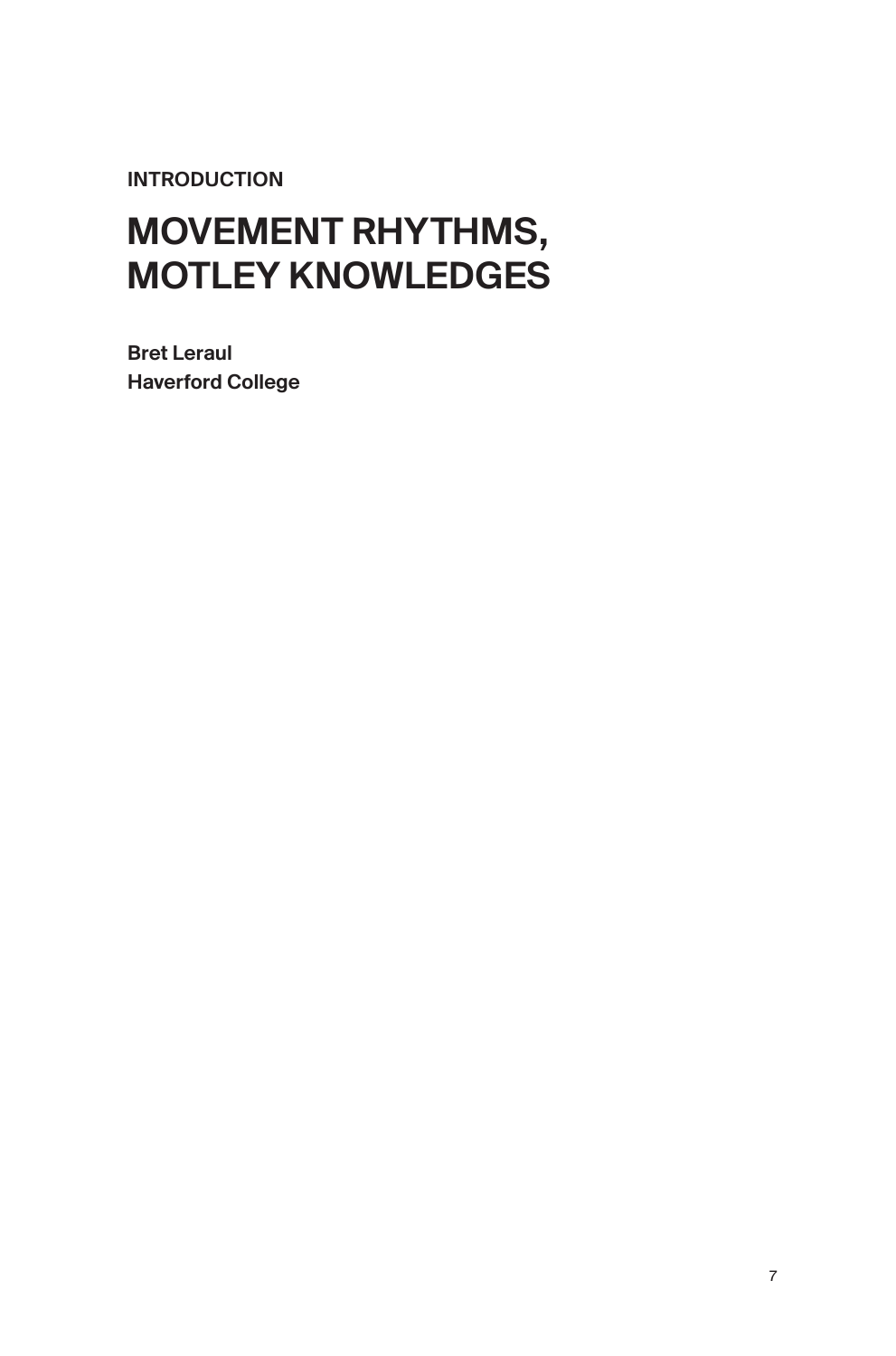INTRODUCTION

# MOVEMENT RHYTHMS, MOTLEY KNOWLEDGES

**Bret Leraul**
**Haverford College**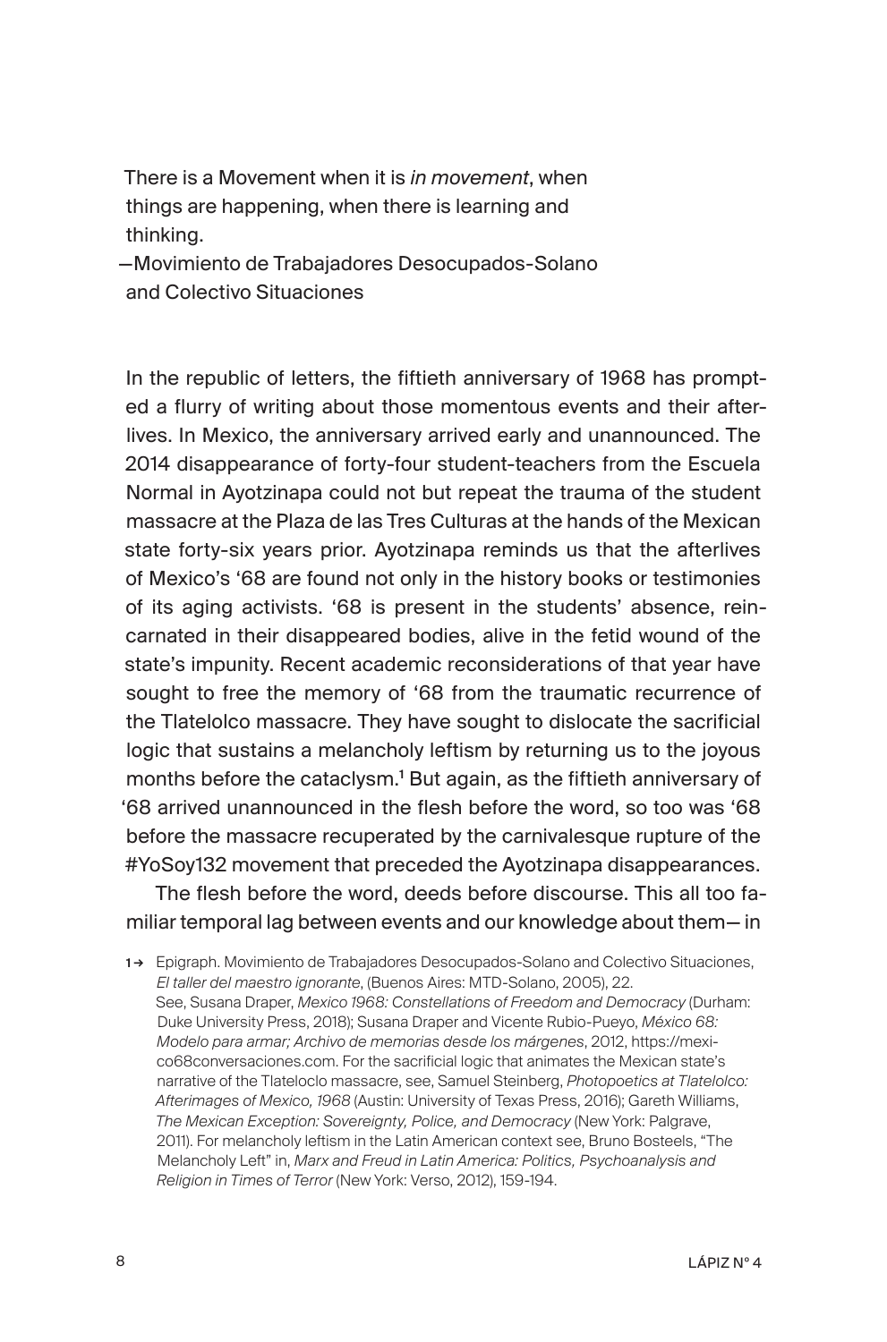> There is a Movement when it is *in movement*, when things are happening, when there is learning and thinking.
>
> —Movimiento de Trabajadores Desocupados-Solano and Colectivo Situaciones

In the republic of letters, the fiftieth anniversary of 1968 has prompted a flurry of writing about those momentous events and their afterlives. In Mexico, the anniversary arrived early and unannounced. The 2014 disappearance of forty-four student-teachers from the Escuela Normal in Ayotzinapa could not but repeat the trauma of the student massacre at the Plaza de las Tres Culturas at the hands of the Mexican state forty-six years prior. Ayotzinapa reminds us that the afterlives of Mexico's '68 are found not only in the history books or testimonies of its aging activists. '68 is present in the students' absence, reincarnated in their disappeared bodies, alive in the fetid wound of the state's impunity. Recent academic reconsiderations of that year have sought to free the memory of '68 from the traumatic recurrence of the Tlatelolco massacre. They have sought to dislocate the sacrificial logic that sustains a melancholy leftism by returning us to the joyous months before the cataclysm.[1] But again, as the fiftieth anniversary of '68 arrived unannounced in the flesh before the word, so too was '68 before the massacre recuperated by the carnivalesque rupture of the #YoSoy132 movement that preceded the Ayotzinapa disappearances.

The flesh before the word, deeds before discourse. This all too familiar temporal lag between events and our knowledge about them— in

1→ Epigraph. Movimiento de Trabajadores Desocupados-Solano and Colectivo Situaciones, *El taller del maestro ignorante*, (Buenos Aires: MTD-Solano, 2005), 22. See, Susana Draper, *Mexico 1968: Constellations of Freedom and Democracy* (Durham: Duke University Press, 2018); Susana Draper and Vicente Rubio-Pueyo, *México 68: Modelo para armar; Archivo de memorias desde los márgenes*, 2012, https://mexico68conversaciones.com. For the sacrificial logic that animates the Mexican state's narrative of the Tlateloclo massacre, see, Samuel Steinberg, *Photopoetics at Tlatelolco: Afterimages of Mexico, 1968* (Austin: University of Texas Press, 2016); Gareth Williams, *The Mexican Exception: Sovereignty, Police, and Democracy* (New York: Palgrave, 2011). For melancholy leftism in the Latin American context see, Bruno Bosteels, "The Melancholy Left" in, *Marx and Freud in Latin America: Politics, Psychoanalysis and Religion in Times of Terror* (New York: Verso, 2012), 159-194.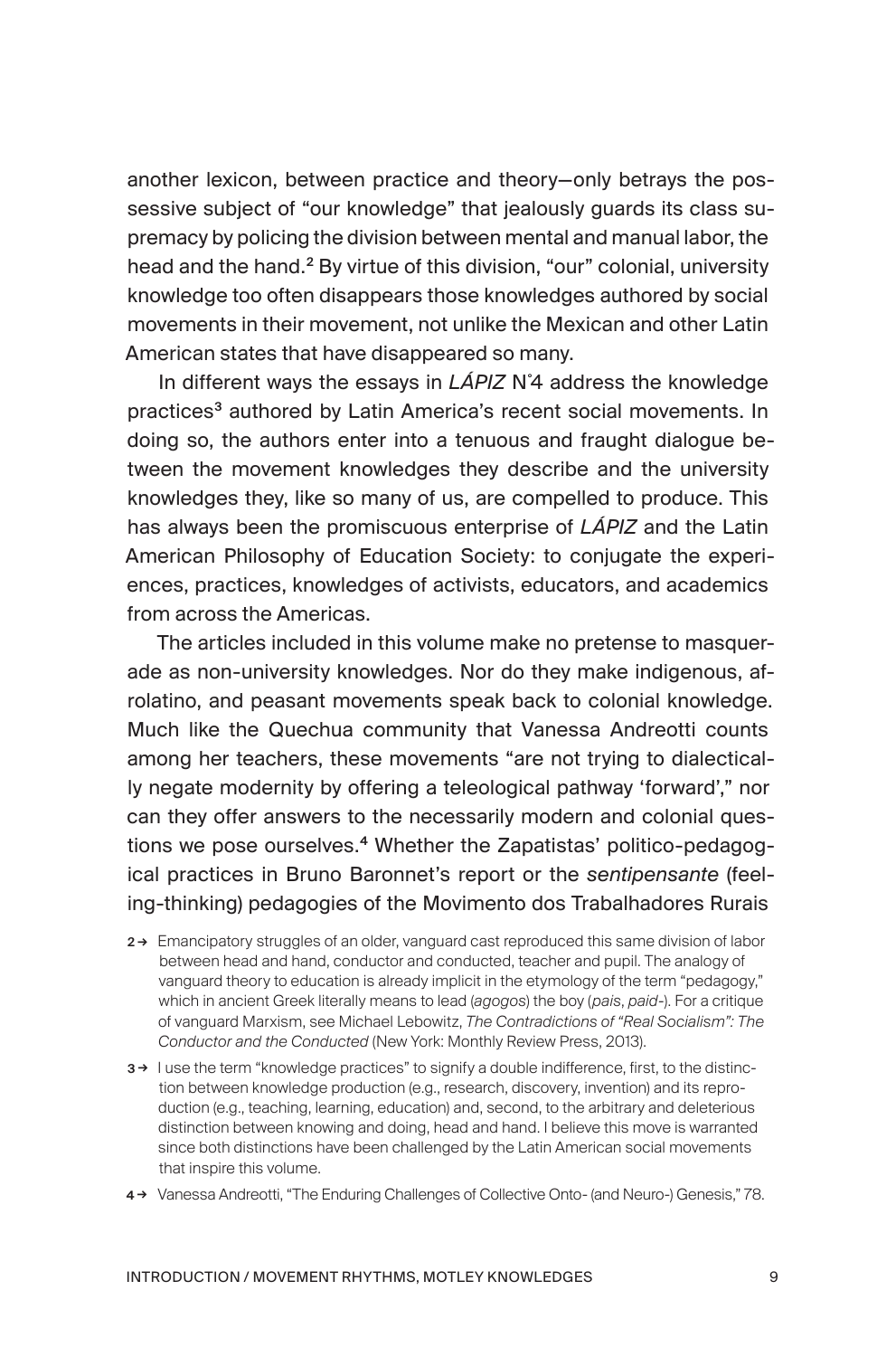another lexicon, between practice and theory—only betrays the possessive subject of "our knowledge" that jealously guards its class supremacy by policing the division between mental and manual labor, the head and the hand.[2] By virtue of this division, "our" colonial, university knowledge too often disappears those knowledges authored by social movements in their movement, not unlike the Mexican and other Latin American states that have disappeared so many.

In different ways the essays in *LÁPIZ* N˚4 address the knowledge practices[3] authored by Latin America's recent social movements. In doing so, the authors enter into a tenuous and fraught dialogue between the movement knowledges they describe and the university knowledges they, like so many of us, are compelled to produce. This has always been the promiscuous enterprise of *LÁPIZ* and the Latin American Philosophy of Education Society: to conjugate the experiences, practices, knowledges of activists, educators, and academics from across the Americas.

The articles included in this volume make no pretense to masquerade as non-university knowledges. Nor do they make indigenous, afrolatino, and peasant movements speak back to colonial knowledge. Much like the Quechua community that Vanessa Andreotti counts among her teachers, these movements "are not trying to dialectically negate modernity by offering a teleological pathway 'forward'," nor can they offer answers to the necessarily modern and colonial questions we pose ourselves.[4] Whether the Zapatistas' politico-pedagogical practices in Bruno Baronnet's report or the *sentipensante* (feeling-thinking) pedagogies of the Movimento dos Trabalhadores Rurais

2 → Emancipatory struggles of an older, vanguard cast reproduced this same division of labor between head and hand, conductor and conducted, teacher and pupil. The analogy of vanguard theory to education is already implicit in the etymology of the term "pedagogy," which in ancient Greek literally means to lead (*agogos*) the boy (*pais*, *paid-*). For a critique of vanguard Marxism, see Michael Lebowitz, *The Contradictions of "Real Socialism": The Conductor and the Conducted* (New York: Monthly Review Press, 2013).

3 → I use the term "knowledge practices" to signify a double indifference, first, to the distinction between knowledge production (e.g., research, discovery, invention) and its reproduction (e.g., teaching, learning, education) and, second, to the arbitrary and deleterious distinction between knowing and doing, head and hand. I believe this move is warranted since both distinctions have been challenged by the Latin American social movements that inspire this volume.

4 → Vanessa Andreotti, "The Enduring Challenges of Collective Onto- (and Neuro-) Genesis," 78.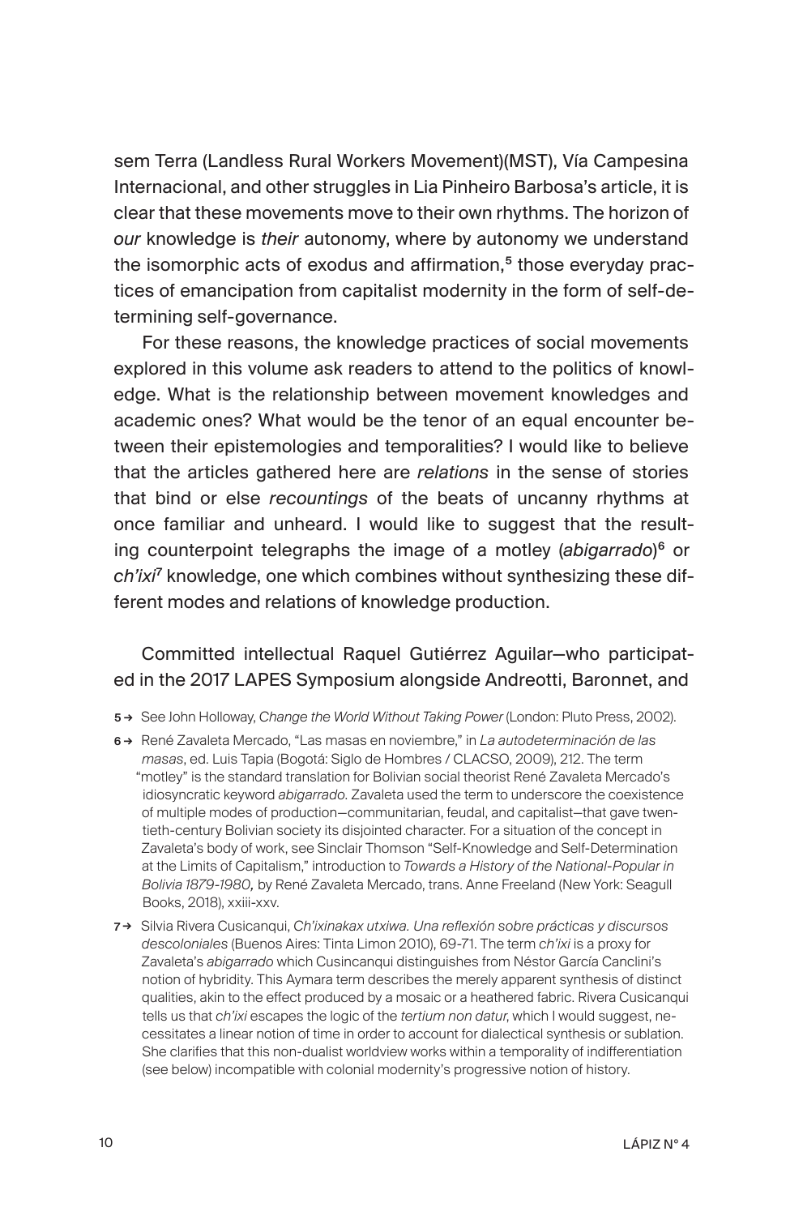sem Terra (Landless Rural Workers Movement)(MST), Vía Campesina Internacional, and other struggles in Lia Pinheiro Barbosa's article, it is clear that these movements move to their own rhythms. The horizon of *our* knowledge is *their* autonomy, where by autonomy we understand the isomorphic acts of exodus and affirmation,[5] those everyday practices of emancipation from capitalist modernity in the form of self-determining self-governance.

For these reasons, the knowledge practices of social movements explored in this volume ask readers to attend to the politics of knowledge. What is the relationship between movement knowledges and academic ones? What would be the tenor of an equal encounter between their epistemologies and temporalities? I would like to believe that the articles gathered here are *relations* in the sense of stories that bind or else *recountings* of the beats of uncanny rhythms at once familiar and unheard. I would like to suggest that the resulting counterpoint telegraphs the image of a motley (*abigarrado*)[6] or *ch'ixi*[7] knowledge, one which combines without synthesizing these different modes and relations of knowledge production.

Committed intellectual Raquel Gutiérrez Aguilar—who participated in the 2017 LAPES Symposium alongside Andreotti, Baronnet, and

5 → See John Holloway, *Change the World Without Taking Power* (London: Pluto Press, 2002).

6 → René Zavaleta Mercado, "Las masas en noviembre," in *La autodeterminación de las masas*, ed. Luis Tapia (Bogotá: Siglo de Hombres / CLACSO, 2009), 212. The term "motley" is the standard translation for Bolivian social theorist René Zavaleta Mercado's idiosyncratic keyword *abigarrado*. Zavaleta used the term to underscore the coexistence of multiple modes of production—communitarian, feudal, and capitalist—that gave twentieth-century Bolivian society its disjointed character. For a situation of the concept in Zavaleta's body of work, see Sinclair Thomson "Self-Knowledge and Self-Determination at the Limits of Capitalism," introduction to *Towards a History of the National-Popular in Bolivia 1879-1980,* by René Zavaleta Mercado, trans. Anne Freeland (New York: Seagull Books, 2018), xxiii-xxv.

7 → Silvia Rivera Cusicanqui, *Ch'ixinakax utxiwa. Una reflexión sobre prácticas y discursos descoloniales* (Buenos Aires: Tinta Limon 2010), 69-71. The term *ch'ixi* is a proxy for Zavaleta's *abigarrado* which Cusincanqui distinguishes from Néstor García Canclini's notion of hybridity. This Aymara term describes the merely apparent synthesis of distinct qualities, akin to the effect produced by a mosaic or a heathered fabric. Rivera Cusicanqui tells us that *ch'ixi* escapes the logic of the *tertium non datur*, which I would suggest, necessitates a linear notion of time in order to account for dialectical synthesis or sublation. She clarifies that this non-dualist worldview works within a temporality of indifferentiation (see below) incompatible with colonial modernity's progressive notion of history.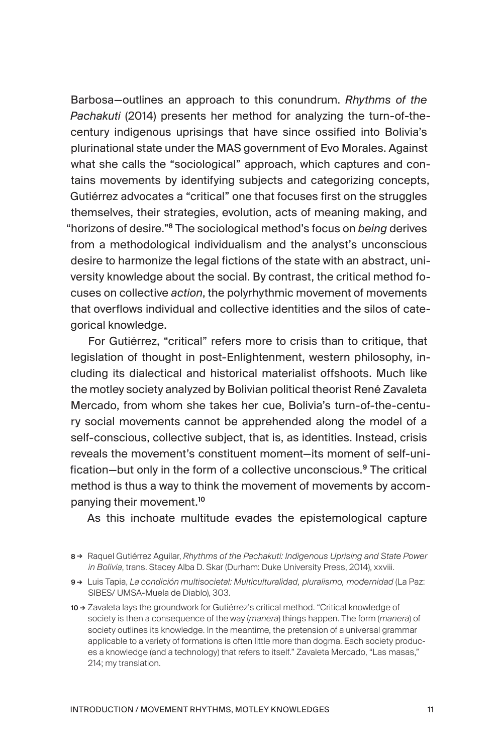Barbosa—outlines an approach to this conundrum. *Rhythms of the Pachakuti* (2014) presents her method for analyzing the turn-of-the-century indigenous uprisings that have since ossified into Bolivia's plurinational state under the MAS government of Evo Morales. Against what she calls the "sociological" approach, which captures and contains movements by identifying subjects and categorizing concepts, Gutiérrez advocates a "critical" one that focuses first on the struggles themselves, their strategies, evolution, acts of meaning making, and "horizons of desire."[8] The sociological method's focus on *being* derives from a methodological individualism and the analyst's unconscious desire to harmonize the legal fictions of the state with an abstract, university knowledge about the social. By contrast, the critical method focuses on collective *action*, the polyrhythmic movement of movements that overflows individual and collective identities and the silos of categorical knowledge.

For Gutiérrez, "critical" refers more to crisis than to critique, that legislation of thought in post-Enlightenment, western philosophy, including its dialectical and historical materialist offshoots. Much like the motley society analyzed by Bolivian political theorist René Zavaleta Mercado, from whom she takes her cue, Bolivia's turn-of-the-century social movements cannot be apprehended along the model of a self-conscious, collective subject, that is, as identities. Instead, crisis reveals the movement's constituent moment—its moment of self-unification—but only in the form of a collective unconscious.[9] The critical method is thus a way to think the movement of movements by accompanying their movement.[10]

As this inchoate multitude evades the epistemological capture

8 → Raquel Gutiérrez Aguilar, *Rhythms of the Pachakuti: Indigenous Uprising and State Power in Bolivia*, trans. Stacey Alba D. Skar (Durham: Duke University Press, 2014), xxviii.

9 → Luis Tapia, *La condición multisocietal: Multiculturalidad, pluralismo, modernidad* (La Paz: SIBES/ UMSA-Muela de Diablo), 303.

10 → Zavaleta lays the groundwork for Gutiérrez's critical method. "Critical knowledge of society is then a consequence of the way (*manera*) things happen. The form (*manera*) of society outlines its knowledge. In the meantime, the pretension of a universal grammar applicable to a variety of formations is often little more than dogma. Each society produces a knowledge (and a technology) that refers to itself." Zavaleta Mercado, "Las masas," 214; my translation.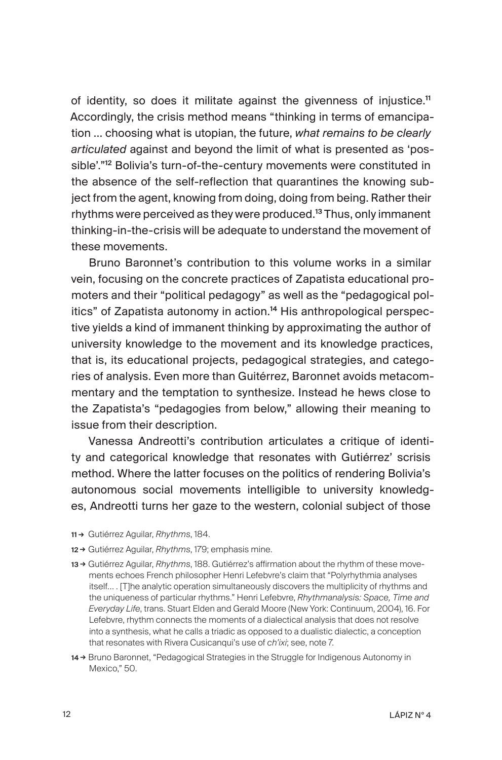of identity, so does it militate against the givenness of injustice.[11] Accordingly, the crisis method means "thinking in terms of emancipation ... choosing what is utopian, the future, *what remains to be clearly articulated* against and beyond the limit of what is presented as 'possible'."[12] Bolivia's turn-of-the-century movements were constituted in the absence of the self-reflection that quarantines the knowing subject from the agent, knowing from doing, doing from being. Rather their rhythms were perceived as they were produced.[13] Thus, only immanent thinking-in-the-crisis will be adequate to understand the movement of these movements.

Bruno Baronnet's contribution to this volume works in a similar vein, focusing on the concrete practices of Zapatista educational promoters and their "political pedagogy" as well as the "pedagogical politics" of Zapatista autonomy in action.[14] His anthropological perspective yields a kind of immanent thinking by approximating the author of university knowledge to the movement and its knowledge practices, that is, its educational projects, pedagogical strategies, and categories of analysis. Even more than Guitérrez, Baronnet avoids metacommentary and the temptation to synthesize. Instead he hews close to the Zapatista's "pedagogies from below," allowing their meaning to issue from their description.

Vanessa Andreotti's contribution articulates a critique of identity and categorical knowledge that resonates with Gutiérrez' scrisis method. Where the latter focuses on the politics of rendering Bolivia's autonomous social movements intelligible to university knowledges, Andreotti turns her gaze to the western, colonial subject of those

11 → Gutiérrez Aguilar, *Rhythms*, 184.

12 → Gutiérrez Aguilar, *Rhythms*, 179; emphasis mine.

13 → Gutiérrez Aguilar, *Rhythms*, 188. Gutiérrez's affirmation about the rhythm of these movements echoes French philosopher Henri Lefebvre's claim that "Polyrhythmia analyses itself... . [T]he analytic operation simultaneously discovers the multiplicity of rhythms and the uniqueness of particular rhythms." Henri Lefebvre, *Rhythmanalysis: Space, Time and Everyday Life*, trans. Stuart Elden and Gerald Moore (New York: Continuum, 2004), 16. For Lefebvre, rhythm connects the moments of a dialectical analysis that does not resolve into a synthesis, what he calls a triadic as opposed to a dualistic dialectic, a conception that resonates with Rivera Cusicanqui's use of *ch'ixi*; see, note 7.

14 → Bruno Baronnet, "Pedagogical Strategies in the Struggle for Indigenous Autonomy in Mexico," 50.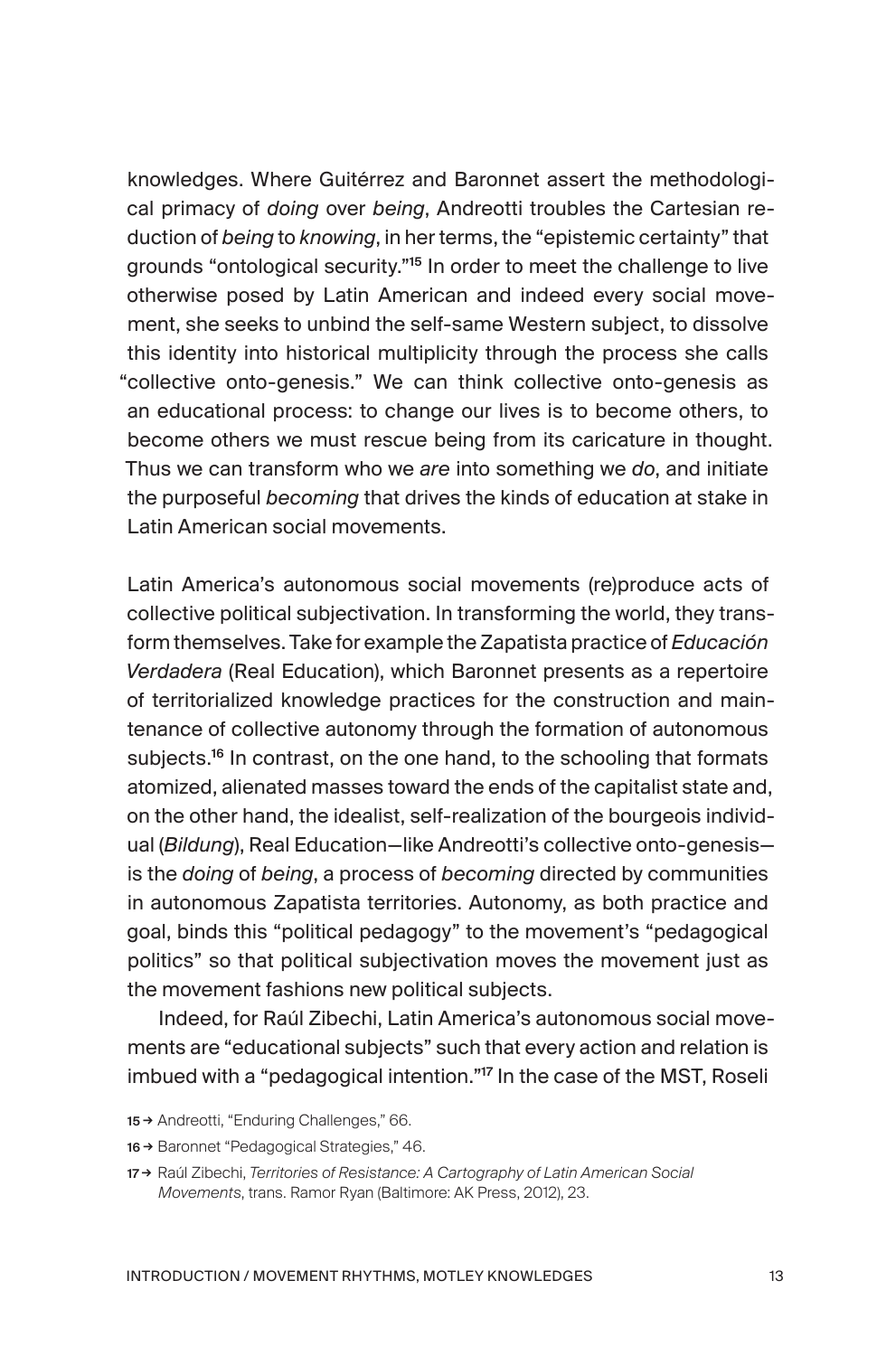knowledges. Where Guitérrez and Baronnet assert the methodological primacy of *doing* over *being*, Andreotti troubles the Cartesian reduction of *being* to *knowing*, in her terms, the "epistemic certainty" that grounds "ontological security."[15] In order to meet the challenge to live otherwise posed by Latin American and indeed every social movement, she seeks to unbind the self-same Western subject, to dissolve this identity into historical multiplicity through the process she calls "collective onto-genesis." We can think collective onto-genesis as an educational process: to change our lives is to become others, to become others we must rescue being from its caricature in thought. Thus we can transform who we *are* into something we *do*, and initiate the purposeful *becoming* that drives the kinds of education at stake in Latin American social movements.

Latin America's autonomous social movements (re)produce acts of collective political subjectivation. In transforming the world, they transform themselves. Take for example the Zapatista practice of *Educación Verdadera* (Real Education), which Baronnet presents as a repertoire of territorialized knowledge practices for the construction and maintenance of collective autonomy through the formation of autonomous subjects.[16] In contrast, on the one hand, to the schooling that formats atomized, alienated masses toward the ends of the capitalist state and, on the other hand, the idealist, self-realization of the bourgeois individual (*Bildung*), Real Education—like Andreotti's collective onto-genesis—is the *doing* of *being*, a process of *becoming* directed by communities in autonomous Zapatista territories. Autonomy, as both practice and goal, binds this "political pedagogy" to the movement's "pedagogical politics" so that political subjectivation moves the movement just as the movement fashions new political subjects.

Indeed, for Raúl Zibechi, Latin America's autonomous social movements are "educational subjects" such that every action and relation is imbued with a "pedagogical intention."[17] In the case of the MST, Roseli

15 → Andreotti, "Enduring Challenges," 66.

16 → Baronnet "Pedagogical Strategies," 46.

17 → Raúl Zibechi, *Territories of Resistance: A Cartography of Latin American Social Movements*, trans. Ramor Ryan (Baltimore: AK Press, 2012), 23.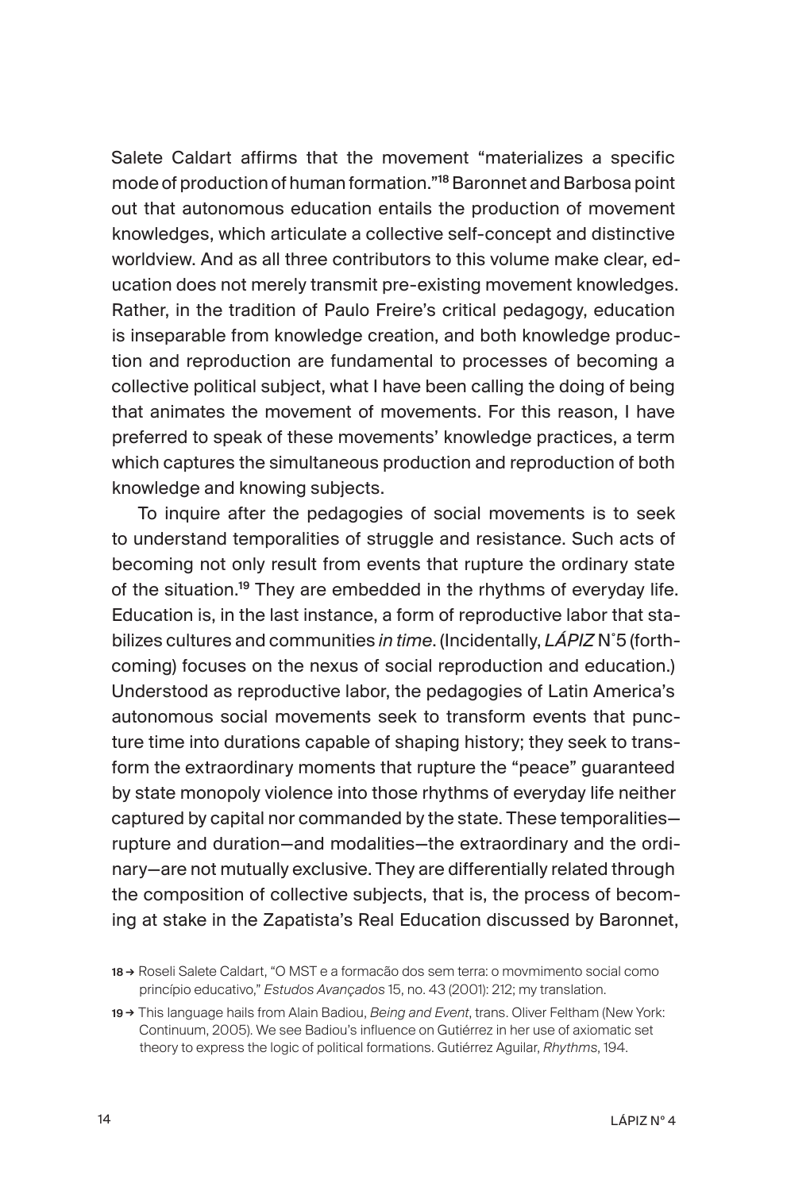Salete Caldart affirms that the movement "materializes a specific mode of production of human formation."[18] Baronnet and Barbosa point out that autonomous education entails the production of movement knowledges, which articulate a collective self-concept and distinctive worldview. And as all three contributors to this volume make clear, education does not merely transmit pre-existing movement knowledges. Rather, in the tradition of Paulo Freire's critical pedagogy, education is inseparable from knowledge creation, and both knowledge production and reproduction are fundamental to processes of becoming a collective political subject, what I have been calling the doing of being that animates the movement of movements. For this reason, I have preferred to speak of these movements' knowledge practices, a term which captures the simultaneous production and reproduction of both knowledge and knowing subjects.

To inquire after the pedagogies of social movements is to seek to understand temporalities of struggle and resistance. Such acts of becoming not only result from events that rupture the ordinary state of the situation.[19] They are embedded in the rhythms of everyday life. Education is, in the last instance, a form of reproductive labor that stabilizes cultures and communities *in time*. (Incidentally, *LÁPIZ* N˚5 (forthcoming) focuses on the nexus of social reproduction and education.) Understood as reproductive labor, the pedagogies of Latin America's autonomous social movements seek to transform events that puncture time into durations capable of shaping history; they seek to transform the extraordinary moments that rupture the "peace" guaranteed by state monopoly violence into those rhythms of everyday life neither captured by capital nor commanded by the state. These temporalities—rupture and duration—and modalities—the extraordinary and the ordinary—are not mutually exclusive. They are differentially related through the composition of collective subjects, that is, the process of becoming at stake in the Zapatista's Real Education discussed by Baronnet,

18 → Roseli Salete Caldart, "O MST e a formacão dos sem terra: o movmimento social como princípio educativo," *Estudos Avançados* 15, no. 43 (2001): 212; my translation.

19 → This language hails from Alain Badiou, *Being and Event*, trans. Oliver Feltham (New York: Continuum, 2005). We see Badiou's influence on Gutiérrez in her use of axiomatic set theory to express the logic of political formations. Gutiérrez Aguilar, *Rhythms*, 194.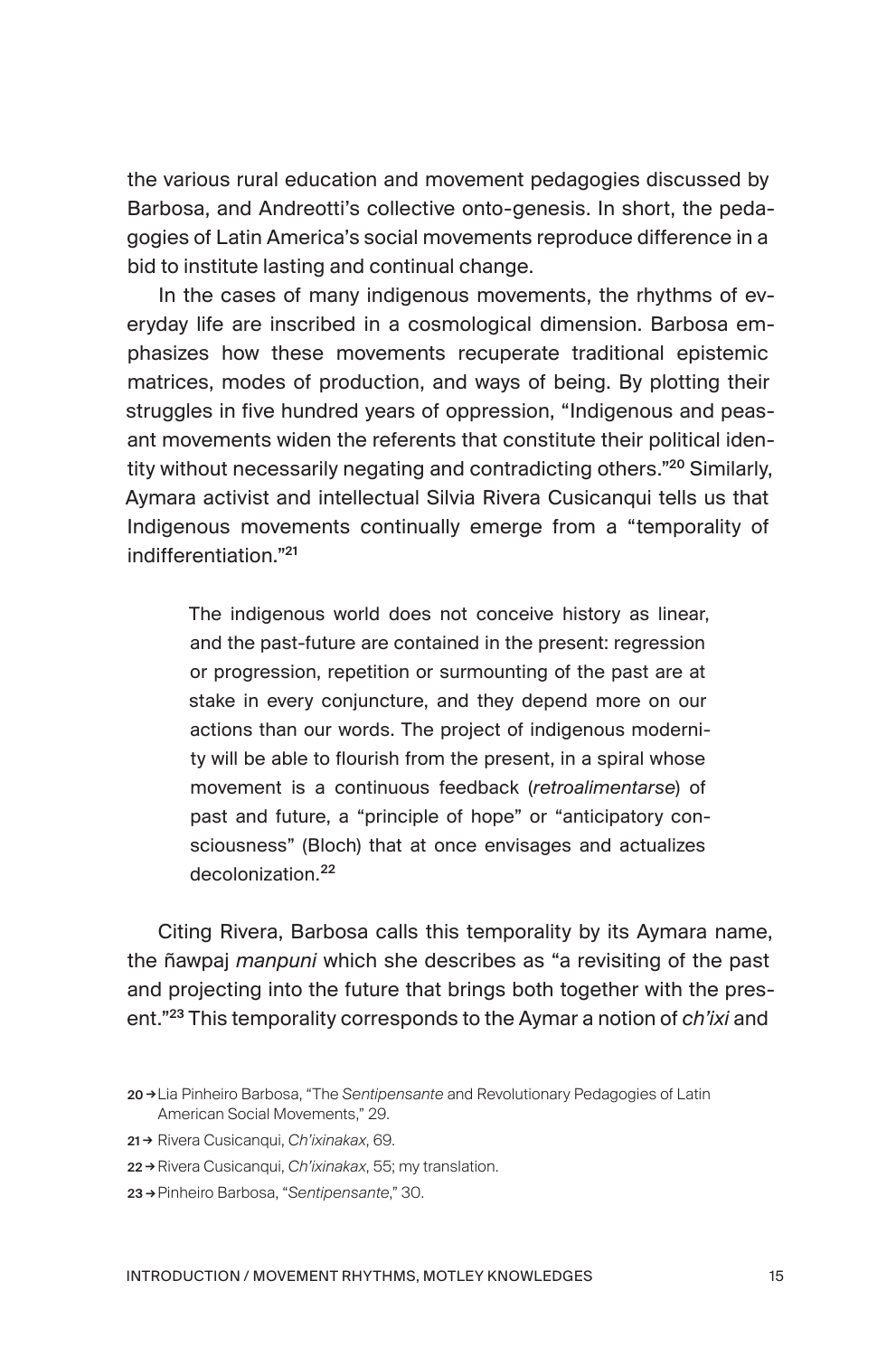the various rural education and movement pedagogies discussed by Barbosa, and Andreotti's collective onto-genesis. In short, the pedagogies of Latin America's social movements reproduce difference in a bid to institute lasting and continual change.

In the cases of many indigenous movements, the rhythms of everyday life are inscribed in a cosmological dimension. Barbosa emphasizes how these movements recuperate traditional epistemic matrices, modes of production, and ways of being. By plotting their struggles in five hundred years of oppression, "Indigenous and peasant movements widen the referents that constitute their political identity without necessarily negating and contradicting others."[20] Similarly, Aymara activist and intellectual Silvia Rivera Cusicanqui tells us that Indigenous movements continually emerge from a "temporality of indifferentiation."[21]

> The indigenous world does not conceive history as linear, and the past-future are contained in the present: regression or progression, repetition or surmounting of the past are at stake in every conjuncture, and they depend more on our actions than our words. The project of indigenous modernity will be able to flourish from the present, in a spiral whose movement is a continuous feedback (*retroalimentarse*) of past and future, a "principle of hope" or "anticipatory consciousness" (Bloch) that at once envisages and actualizes decolonization.[22]

Citing Rivera, Barbosa calls this temporality by its Aymara name, the ñawpaj *manpuni* which she describes as "a revisiting of the past and projecting into the future that brings both together with the present."[23] This temporality corresponds to the Aymar a notion of *ch'ixi* and

20 → Lia Pinheiro Barbosa, "The *Sentipensante* and Revolutionary Pedagogies of Latin American Social Movements," 29.

21 → Rivera Cusicanqui, *Ch'ixinakax*, 69.

22 → Rivera Cusicanqui, *Ch'ixinakax*, 55; my translation.

23 → Pinheiro Barbosa, "*Sentipensante*," 30.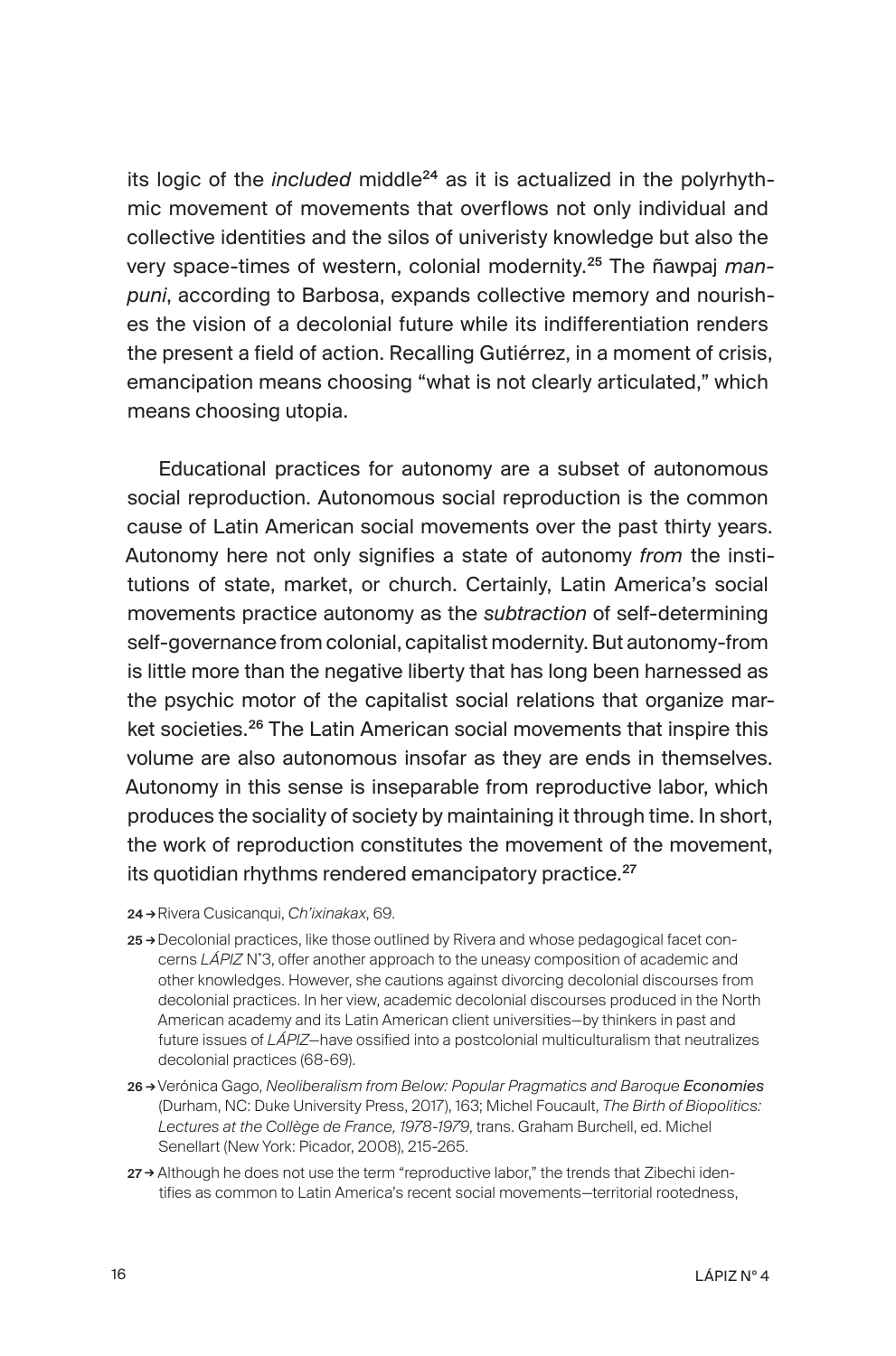its logic of the *included* middle[24] as it is actualized in the polyrhythmic movement of movements that overflows not only individual and collective identities and the silos of univeristy knowledge but also the very space-times of western, colonial modernity.[25] The ñawpaj *manpuni*, according to Barbosa, expands collective memory and nourishes the vision of a decolonial future while its indifferentiation renders the present a field of action. Recalling Gutiérrez, in a moment of crisis, emancipation means choosing "what is not clearly articulated," which means choosing utopia.

Educational practices for autonomy are a subset of autonomous social reproduction. Autonomous social reproduction is the common cause of Latin American social movements over the past thirty years. Autonomy here not only signifies a state of autonomy *from* the institutions of state, market, or church. Certainly, Latin America's social movements practice autonomy as the *subtraction* of self-determining self-governance from colonial, capitalist modernity. But autonomy-from is little more than the negative liberty that has long been harnessed as the psychic motor of the capitalist social relations that organize market societies.[26] The Latin American social movements that inspire this volume are also autonomous insofar as they are ends in themselves. Autonomy in this sense is inseparable from reproductive labor, which produces the sociality of society by maintaining it through time. In short, the work of reproduction constitutes the movement of the movement, its quotidian rhythms rendered emancipatory practice.[27]

24 → Rivera Cusicanqui, *Ch'ixinakax*, 69.

25 → Decolonial practices, like those outlined by Rivera and whose pedagogical facet concerns *LÁPIZ* N˚3, offer another approach to the uneasy composition of academic and other knowledges. However, she cautions against divorcing decolonial discourses from decolonial practices. In her view, academic decolonial discourses produced in the North American academy and its Latin American client universities—by thinkers in past and future issues of *LÁPIZ*—have ossified into a postcolonial multiculturalism that neutralizes decolonial practices (68-69).

26 → Verónica Gago, *Neoliberalism from Below: Popular Pragmatics and Baroque **Economies*** (Durham, NC: Duke University Press, 2017), 163; Michel Foucault, *The Birth of Biopolitics: Lectures at the Collège de France, 1978-1979*, trans. Graham Burchell, ed. Michel Senellart (New York: Picador, 2008), 215-265.

27 → Although he does not use the term "reproductive labor," the trends that Zibechi identifies as common to Latin America's recent social movements—territorial rootedness,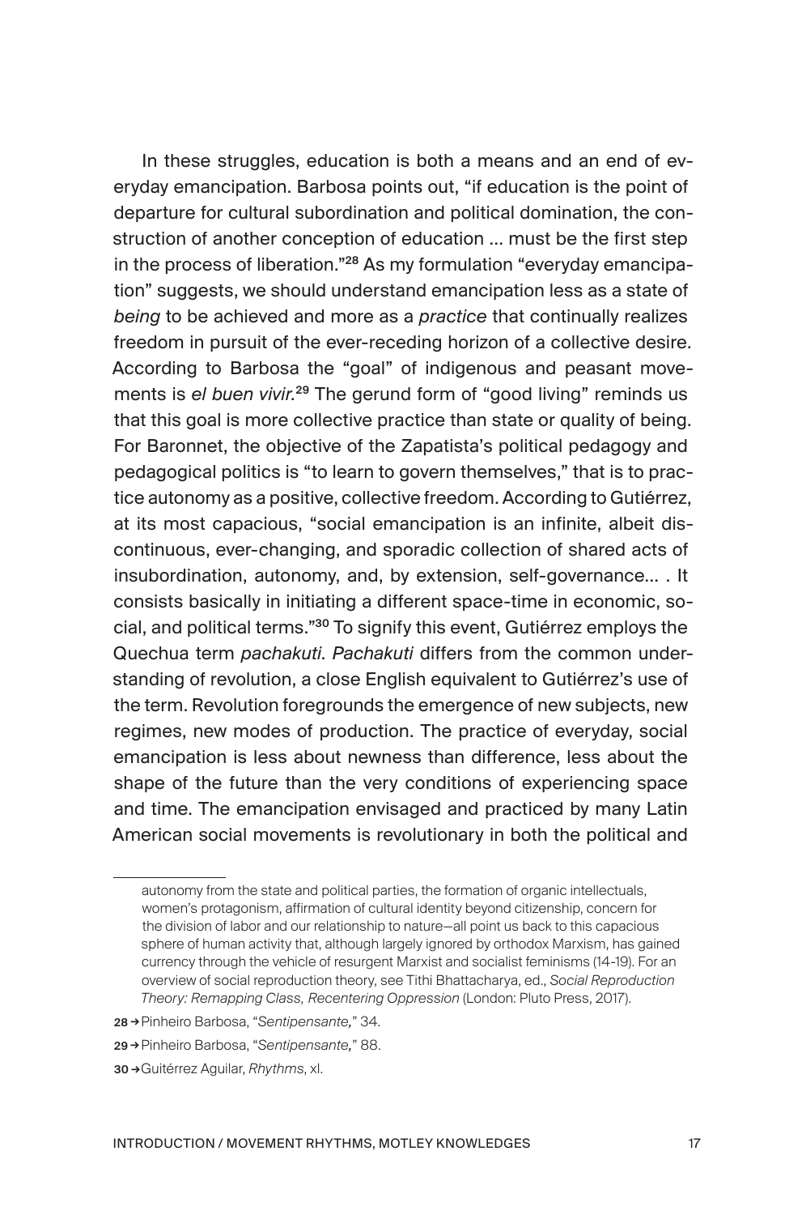In these struggles, education is both a means and an end of everyday emancipation. Barbosa points out, "if education is the point of departure for cultural subordination and political domination, the construction of another conception of education ... must be the first step in the process of liberation."[28] As my formulation "everyday emancipation" suggests, we should understand emancipation less as a state of *being* to be achieved and more as a *practice* that continually realizes freedom in pursuit of the ever-receding horizon of a collective desire. According to Barbosa the "goal" of indigenous and peasant movements is *el buen vivir.*[29] The gerund form of "good living" reminds us that this goal is more collective practice than state or quality of being. For Baronnet, the objective of the Zapatista's political pedagogy and pedagogical politics is "to learn to govern themselves," that is to practice autonomy as a positive, collective freedom. According to Gutiérrez, at its most capacious, "social emancipation is an infinite, albeit discontinuous, ever-changing, and sporadic collection of shared acts of insubordination, autonomy, and, by extension, self-governance... . It consists basically in initiating a different space-time in economic, social, and political terms."[30] To signify this event, Gutiérrez employs the Quechua term *pachakuti*. *Pachakuti* differs from the common understanding of revolution, a close English equivalent to Gutiérrez's use of the term. Revolution foregrounds the emergence of new subjects, new regimes, new modes of production. The practice of everyday, social emancipation is less about newness than difference, less about the shape of the future than the very conditions of experiencing space and time. The emancipation envisaged and practiced by many Latin American social movements is revolutionary in both the political and

---

autonomy from the state and political parties, the formation of organic intellectuals, women's protagonism, affirmation of cultural identity beyond citizenship, concern for the division of labor and our relationship to nature—all point us back to this capacious sphere of human activity that, although largely ignored by orthodox Marxism, has gained currency through the vehicle of resurgent Marxist and socialist feminisms (14-19). For an overview of social reproduction theory, see Tithi Bhattacharya, ed., *Social Reproduction Theory: Remapping Class, Recentering Oppression* (London: Pluto Press, 2017).

28 → Pinheiro Barbosa, "*Sentipensante,*" 34.

29 → Pinheiro Barbosa, "*Sentipensante,*" 88.

30 → Guitérrez Aguilar, *Rhythms*, xl.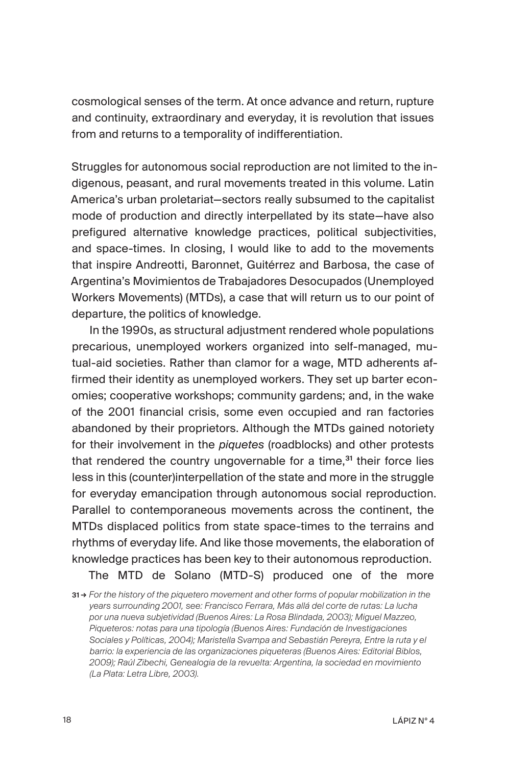cosmological senses of the term. At once advance and return, rupture and continuity, extraordinary and everyday, it is revolution that issues from and returns to a temporality of indifferentiation.

Struggles for autonomous social reproduction are not limited to the indigenous, peasant, and rural movements treated in this volume. Latin America's urban proletariat—sectors really subsumed to the capitalist mode of production and directly interpellated by its state—have also prefigured alternative knowledge practices, political subjectivities, and space-times. In closing, I would like to add to the movements that inspire Andreotti, Baronnet, Guitérrez and Barbosa, the case of Argentina's Movimientos de Trabajadores Desocupados (Unemployed Workers Movements) (MTDs), a case that will return us to our point of departure, the politics of knowledge.

In the 1990s, as structural adjustment rendered whole populations precarious, unemployed workers organized into self-managed, mutual-aid societies. Rather than clamor for a wage, MTD adherents affirmed their identity as unemployed workers. They set up barter economies; cooperative workshops; community gardens; and, in the wake of the 2001 financial crisis, some even occupied and ran factories abandoned by their proprietors. Although the MTDs gained notoriety for their involvement in the *piquetes* (roadblocks) and other protests that rendered the country ungovernable for a time,[31] their force lies less in this (counter)interpellation of the state and more in the struggle for everyday emancipation through autonomous social reproduction. Parallel to contemporaneous movements across the continent, the MTDs displaced politics from state space-times to the terrains and rhythms of everyday life. And like those movements, the elaboration of knowledge practices has been key to their autonomous reproduction.

The MTD de Solano (MTD-S) produced one of the more

31 → *For the history of the piquetero movement and other forms of popular mobilization in the years surrounding 2001, see: Francisco Ferrara, Más allá del corte de rutas: La lucha por una nueva subjetividad (Buenos Aires: La Rosa Blindada, 2003); Miguel Mazzeo, Piqueteros: notas para una tipología (Buenos Aires: Fundación de Investigaciones Sociales y Políticas, 2004); Maristella Svampa and Sebastián Pereyra, Entre la ruta y el barrio: la experiencia de las organizaciones piqueteras (Buenos Aires: Editorial Biblos, 2009); Raúl Zibechi, Genealogia de la revuelta: Argentina, la sociedad en movimiento (La Plata: Letra Libre, 2003).*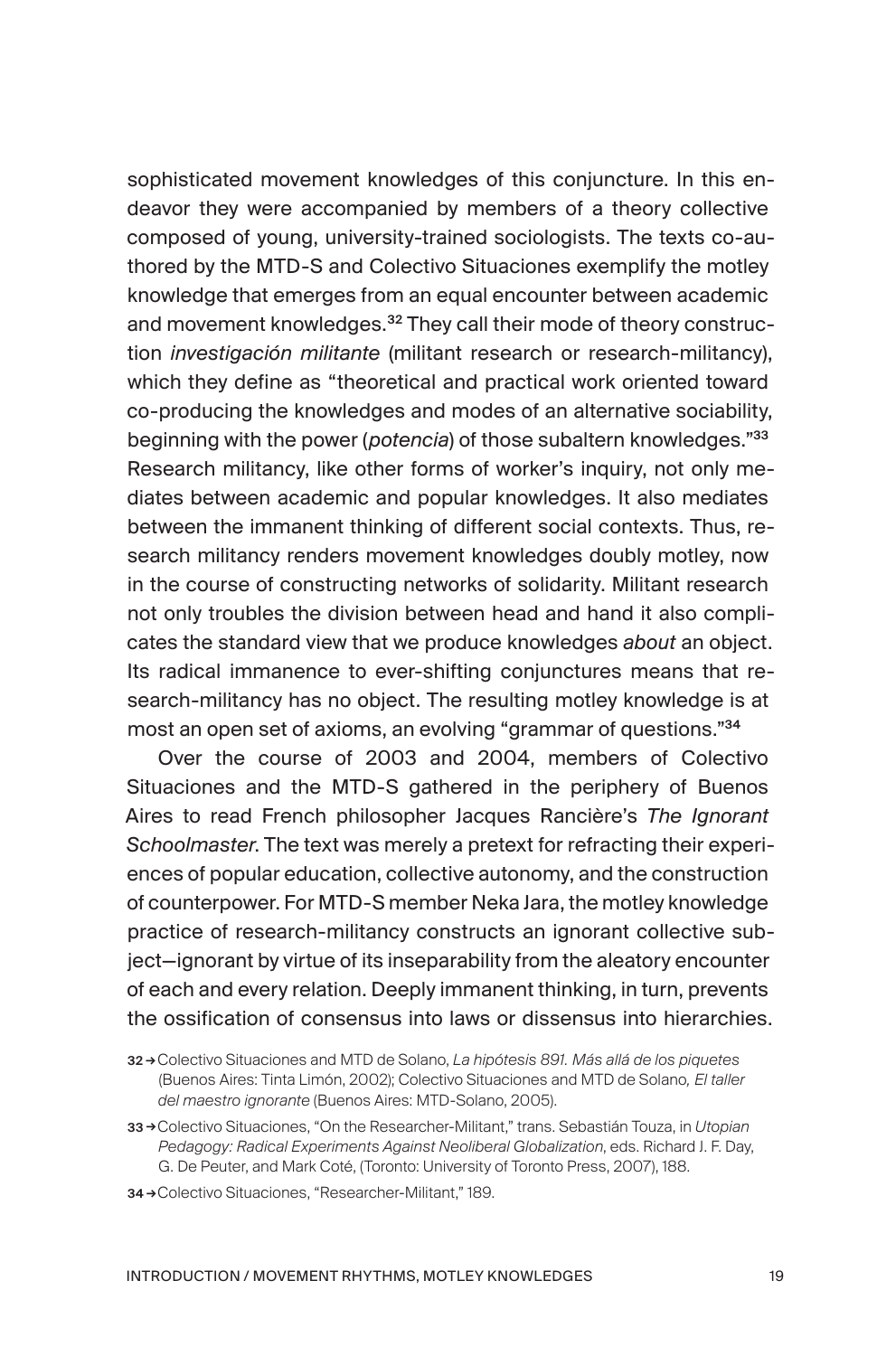sophisticated movement knowledges of this conjuncture. In this endeavor they were accompanied by members of a theory collective composed of young, university-trained sociologists. The texts co-authored by the MTD-S and Colectivo Situaciones exemplify the motley knowledge that emerges from an equal encounter between academic and movement knowledges.[32] They call their mode of theory construction *investigación militante* (militant research or research-militancy), which they define as "theoretical and practical work oriented toward co-producing the knowledges and modes of an alternative sociability, beginning with the power (*potencia*) of those subaltern knowledges."[33] Research militancy, like other forms of worker's inquiry, not only mediates between academic and popular knowledges. It also mediates between the immanent thinking of different social contexts. Thus, research militancy renders movement knowledges doubly motley, now in the course of constructing networks of solidarity. Militant research not only troubles the division between head and hand it also complicates the standard view that we produce knowledges *about* an object. Its radical immanence to ever-shifting conjunctures means that research-militancy has no object. The resulting motley knowledge is at most an open set of axioms, an evolving "grammar of questions."[34]

Over the course of 2003 and 2004, members of Colectivo Situaciones and the MTD-S gathered in the periphery of Buenos Aires to read French philosopher Jacques Rancière's *The Ignorant Schoolmaster*. The text was merely a pretext for refracting their experiences of popular education, collective autonomy, and the construction of counterpower. For MTD-S member Neka Jara, the motley knowledge practice of research-militancy constructs an ignorant collective subject—ignorant by virtue of its inseparability from the aleatory encounter of each and every relation. Deeply immanent thinking, in turn, prevents the ossification of consensus into laws or dissensus into hierarchies.

32 → Colectivo Situaciones and MTD de Solano, *La hipótesis 891. Más allá de los piquetes* (Buenos Aires: Tinta Limón, 2002); Colectivo Situaciones and MTD de Solano, *El taller del maestro ignorante* (Buenos Aires: MTD-Solano, 2005).

33 → Colectivo Situaciones, "On the Researcher-Militant," trans. Sebastián Touza, in *Utopian Pedagogy: Radical Experiments Against Neoliberal Globalization*, eds. Richard J. F. Day, G. De Peuter, and Mark Coté, (Toronto: University of Toronto Press, 2007), 188.

34 → Colectivo Situaciones, "Researcher-Militant," 189.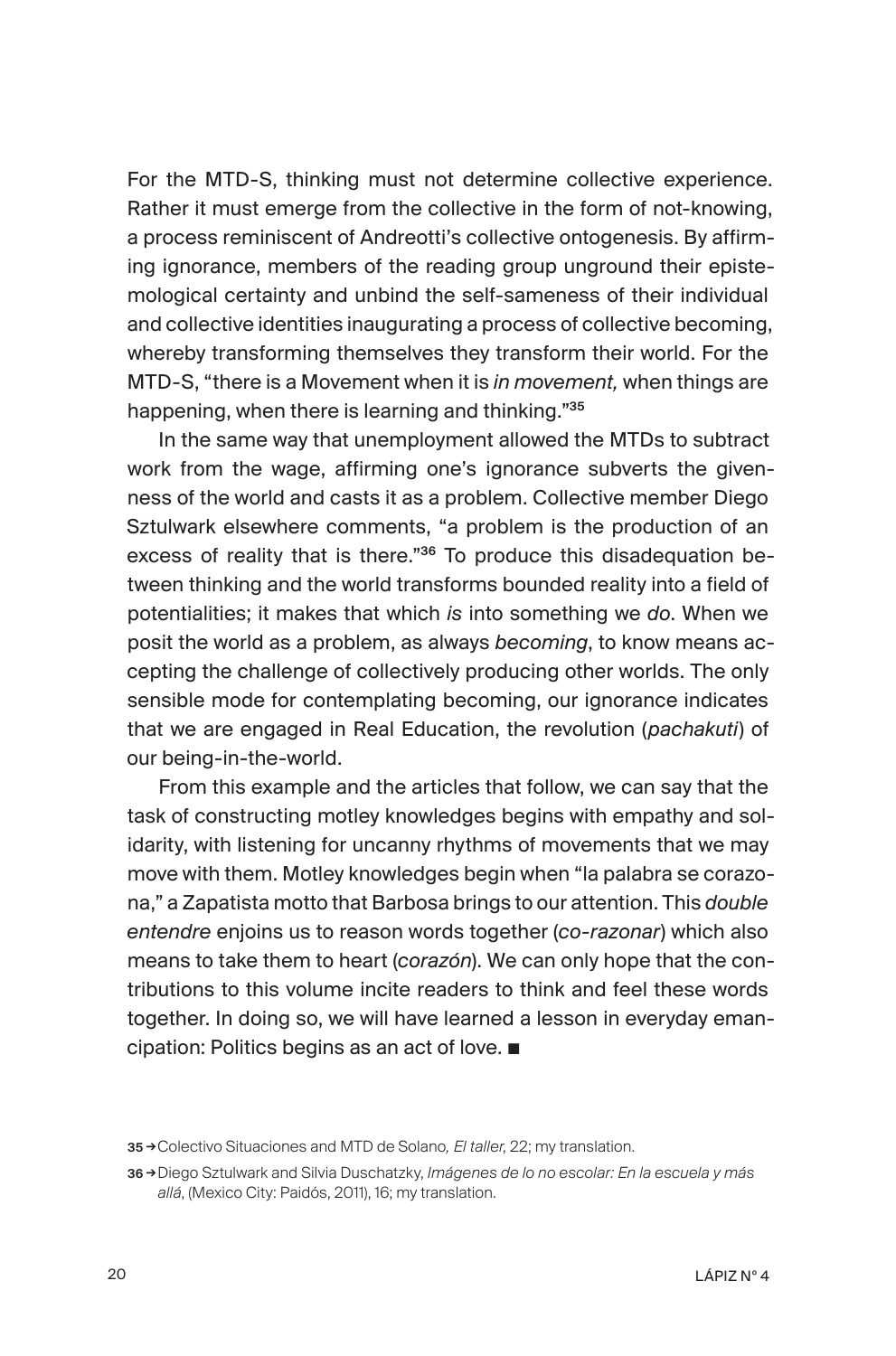For the MTD-S, thinking must not determine collective experience. Rather it must emerge from the collective in the form of not-knowing, a process reminiscent of Andreotti's collective ontogenesis. By affirming ignorance, members of the reading group unground their epistemological certainty and unbind the self-sameness of their individual and collective identities inaugurating a process of collective becoming, whereby transforming themselves they transform their world. For the MTD-S, "there is a Movement when it is *in movement,* when things are happening, when there is learning and thinking."[35]

In the same way that unemployment allowed the MTDs to subtract work from the wage, affirming one's ignorance subverts the givenness of the world and casts it as a problem. Collective member Diego Sztulwark elsewhere comments, "a problem is the production of an excess of reality that is there."[36] To produce this disadequation between thinking and the world transforms bounded reality into a field of potentialities; it makes that which *is* into something we *do*. When we posit the world as a problem, as always *becoming*, to know means accepting the challenge of collectively producing other worlds. The only sensible mode for contemplating becoming, our ignorance indicates that we are engaged in Real Education, the revolution (*pachakuti*) of our being-in-the-world.

From this example and the articles that follow, we can say that the task of constructing motley knowledges begins with empathy and solidarity, with listening for uncanny rhythms of movements that we may move with them. Motley knowledges begin when "la palabra se corazona," a Zapatista motto that Barbosa brings to our attention. This *double entendre* enjoins us to reason words together (*co-razonar*) which also means to take them to heart (*corazón*). We can only hope that the contributions to this volume incite readers to think and feel these words together. In doing so, we will have learned a lesson in everyday emancipation: Politics begins as an act of love. ■

35 → Colectivo Situaciones and MTD de Solano, *El taller*, 22; my translation.

36 → Diego Sztulwark and Silvia Duschatzky, *Imágenes de lo no escolar: En la escuela y más allá*, (Mexico City: Paidós, 2011), 16; my translation.